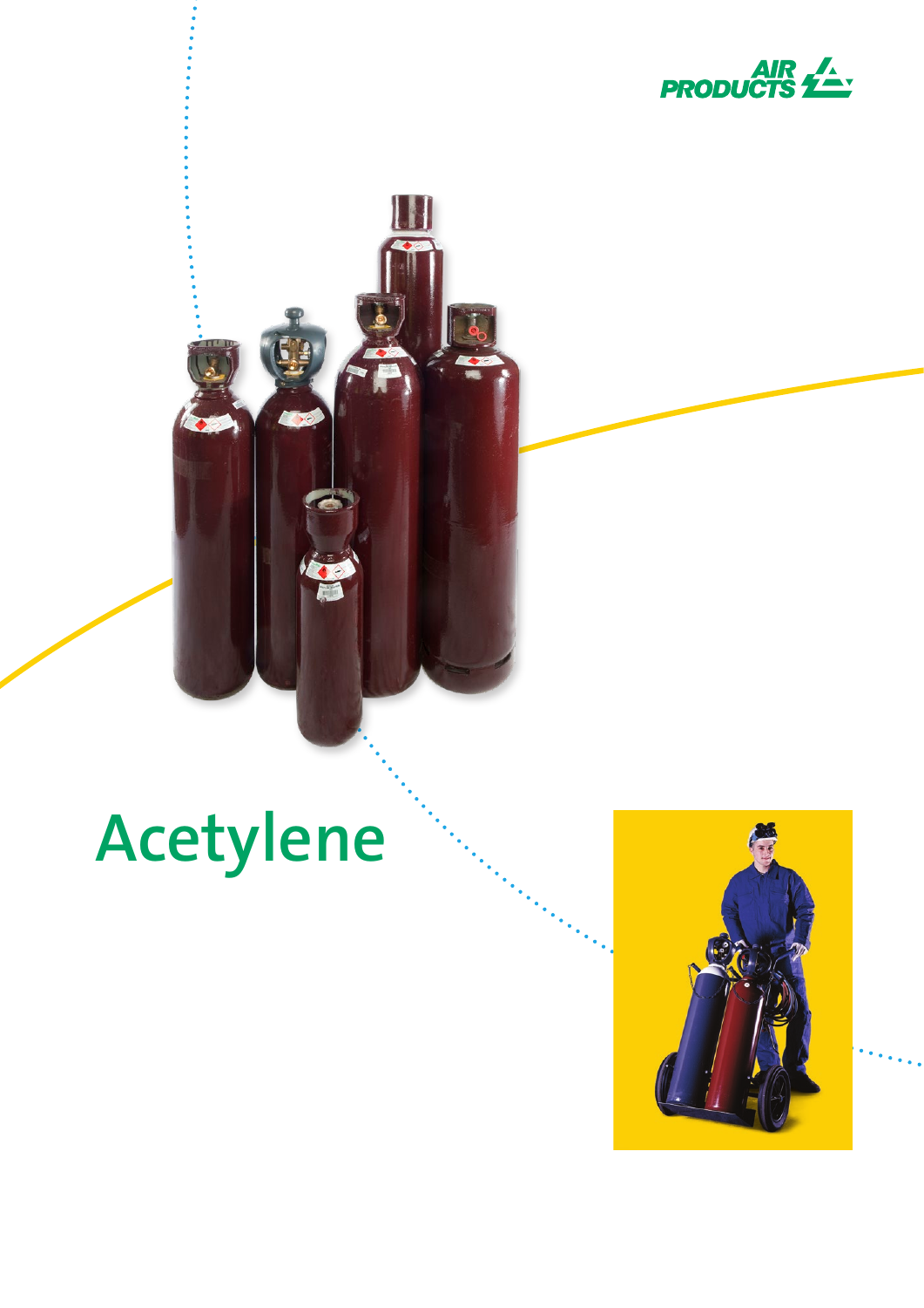AIR PRODUCTS

# Acetylene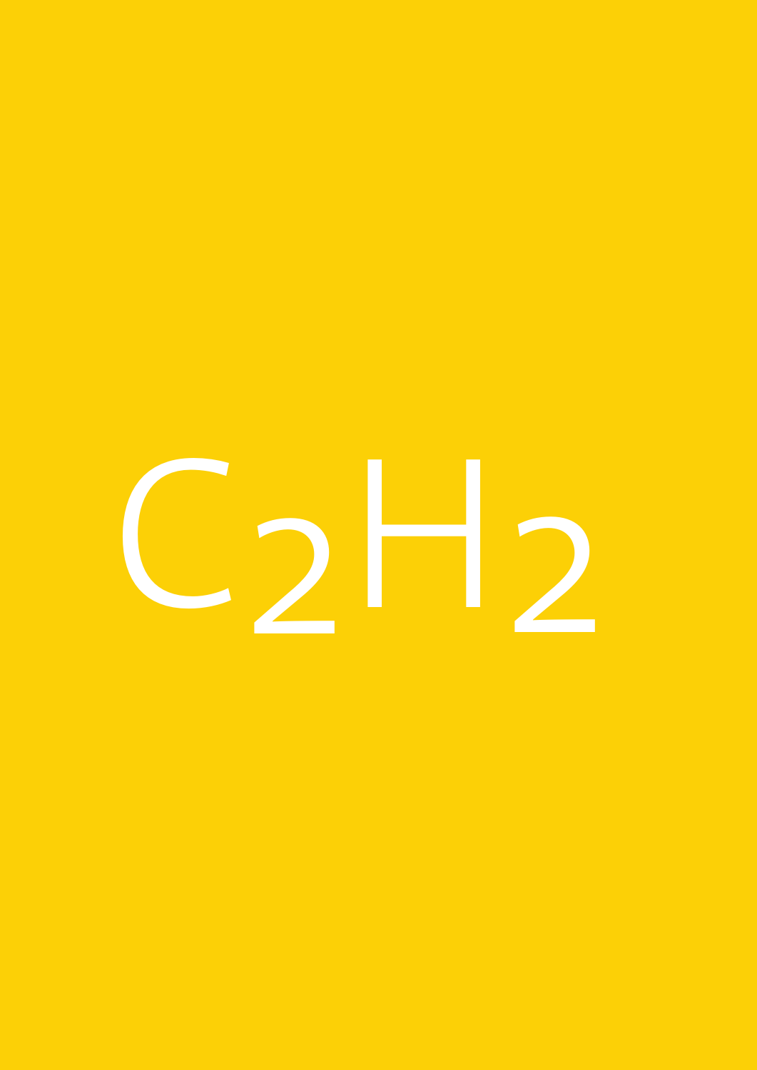$C_2H_2$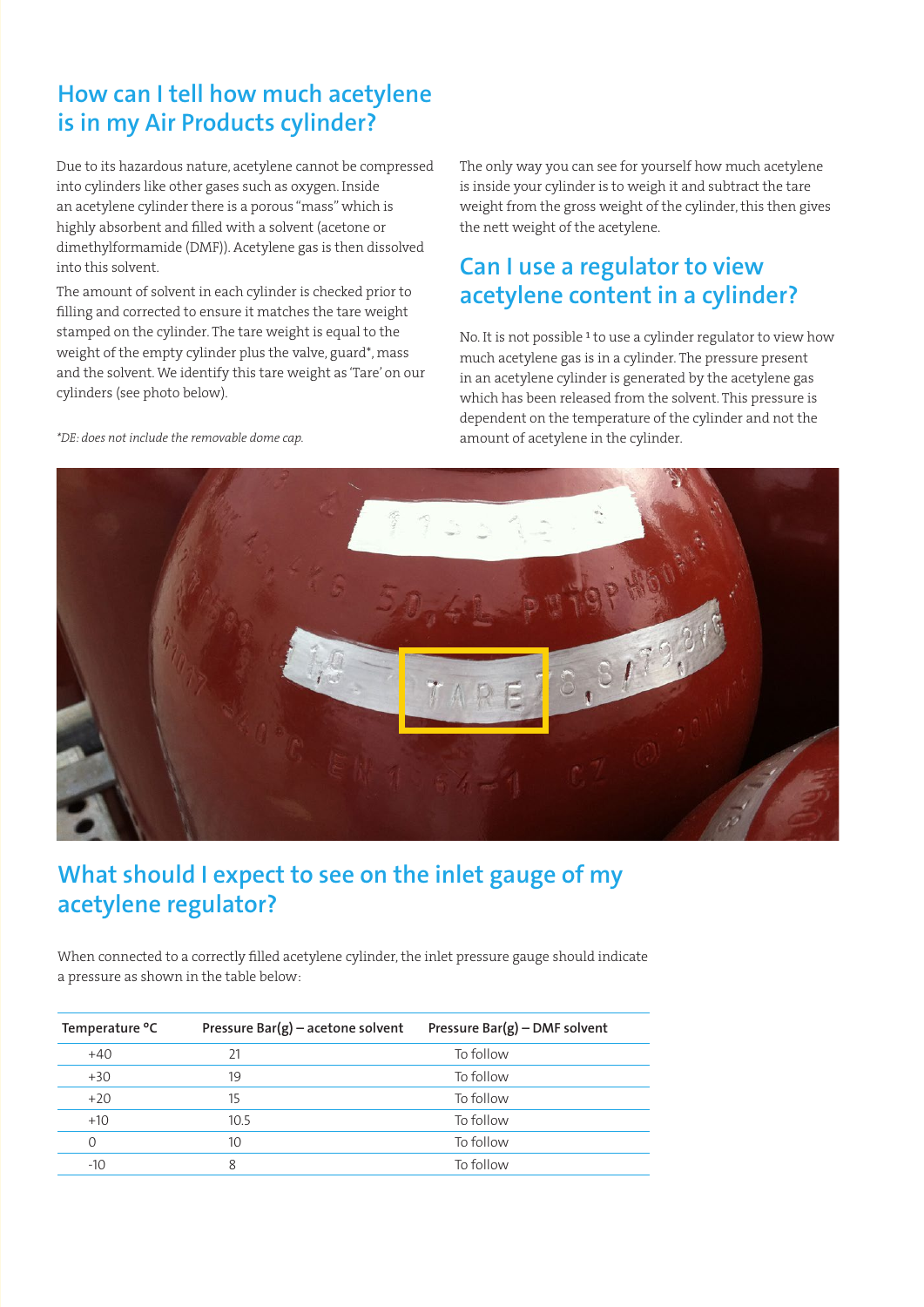## How can I tell how much acetylene is in my Air Products cylinder?

Due to its hazardous nature, acetylene cannot be compressed into cylinders like other gases such as oxygen. Inside an acetylene cylinder there is a porous "mass" which is highly absorbent and filled with a solvent (acetone or dimethylformamide (DMF)). Acetylene gas is then dissolved into this solvent.

The amount of solvent in each cylinder is checked prior to filling and corrected to ensure it matches the tare weight stamped on the cylinder. The tare weight is equal to the weight of the empty cylinder plus the valve, guard*, mass and the solvent. We identify this tare weight as 'Tare' on our cylinders (see photo below).

*\*DE: does not include the removable dome cap.*

The only way you can see for yourself how much acetylene is inside your cylinder is to weigh it and subtract the tare weight from the gross weight of the cylinder, this then gives the nett weight of the acetylene.

## Can I use a regulator to view acetylene content in a cylinder?

No. It is not possible [1] to use a cylinder regulator to view how much acetylene gas is in a cylinder. The pressure present in an acetylene cylinder is generated by the acetylene gas which has been released from the solvent. This pressure is dependent on the temperature of the cylinder and not the amount of acetylene in the cylinder.

## What should I expect to see on the inlet gauge of my acetylene regulator?

When connected to a correctly filled acetylene cylinder, the inlet pressure gauge should indicate a pressure as shown in the table below:

| Temperature °C | Pressure Bar(g) – acetone solvent | Pressure Bar(g) – DMF solvent |
|---|---|---|
| +40 | 21 | To follow |
| +30 | 19 | To follow |
| +20 | 15 | To follow |
| +10 | 10.5 | To follow |
| 0 | 10 | To follow |
| -10 | 8 | To follow |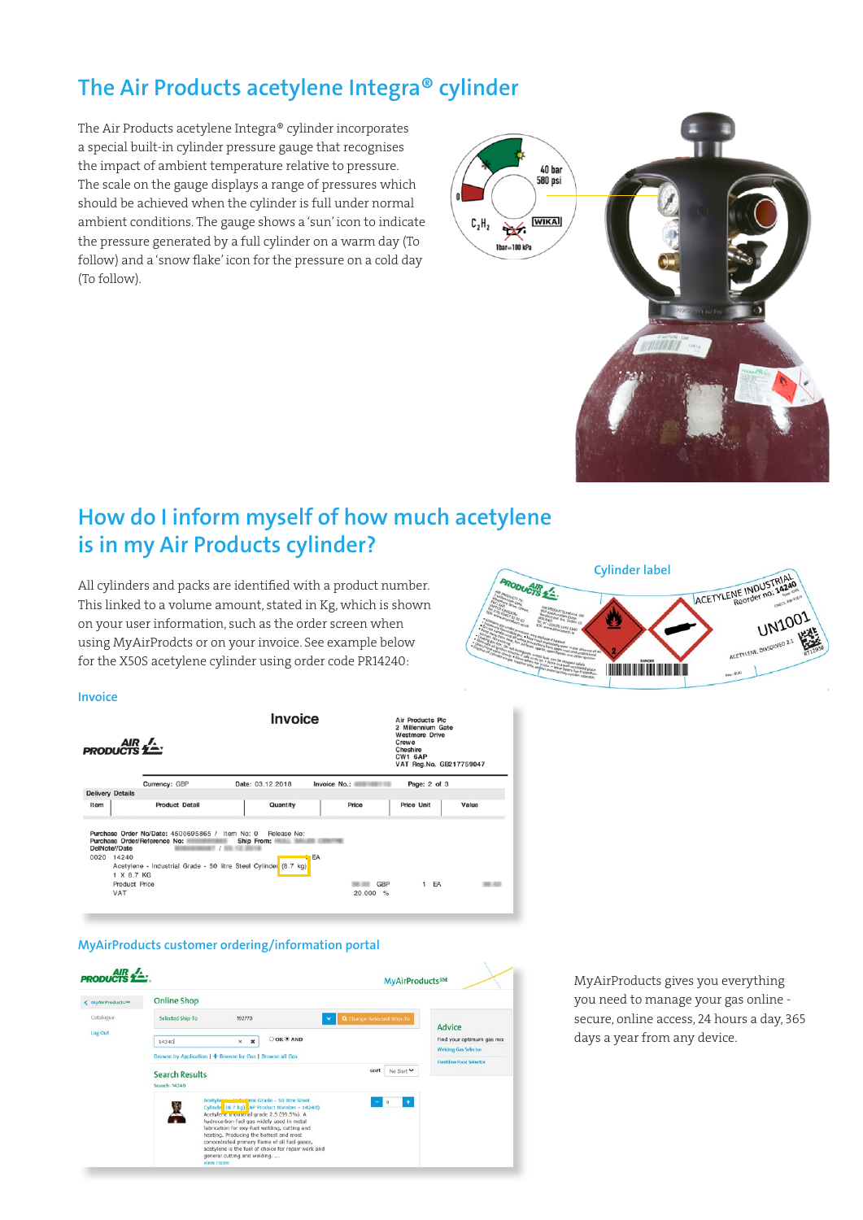# The Air Products acetylene Integra® cylinder

The Air Products acetylene Integra® cylinder incorporates a special built-in cylinder pressure gauge that recognises the impact of ambient temperature relative to pressure. The scale on the gauge displays a range of pressures which should be achieved when the cylinder is full under normal ambient conditions. The gauge shows a 'sun' icon to indicate the pressure generated by a full cylinder on a warm day (To follow) and a 'snow flake' icon for the pressure on a cold day (To follow).

# How do I inform myself of how much acetylene is in my Air Products cylinder?

All cylinders and packs are identified with a product number. This linked to a volume amount, stated in Kg, which is shown on your user information, such as the order screen when using MyAirProdcts or on your invoice. See example below for the X50S acetylene cylinder using order code PR14240:

Cylinder label

Invoice

MyAirProducts customer ordering/information portal

MyAirProducts gives you everything you need to manage your gas online - secure, online access, 24 hours a day, 365 days a year from any device.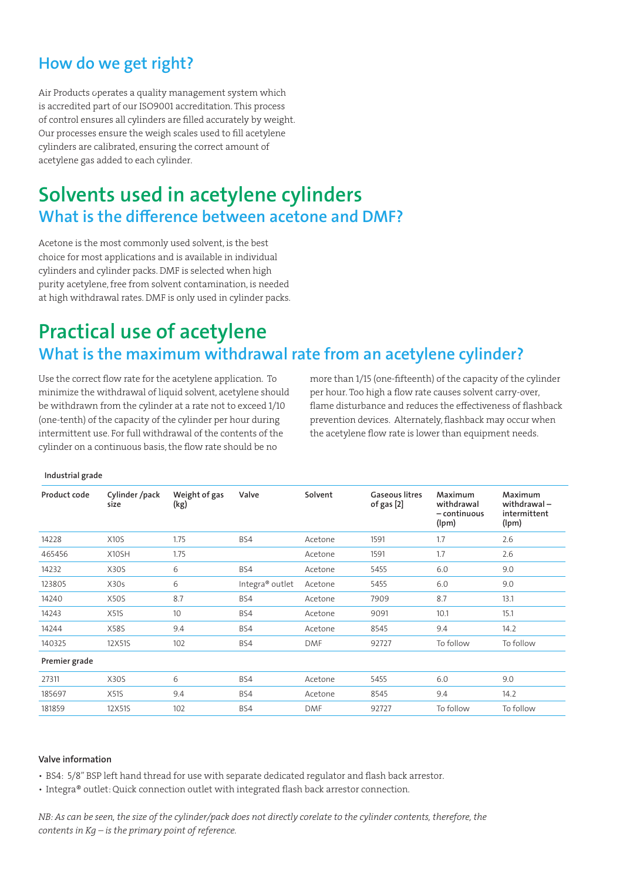## How do we get right?

Air Products operates a quality management system which is accredited part of our ISO9001 accreditation. This process of control ensures all cylinders are filled accurately by weight. Our processes ensure the weigh scales used to fill acetylene cylinders are calibrated, ensuring the correct amount of acetylene gas added to each cylinder.

# Solvents used in acetylene cylinders

## What is the difference between acetone and DMF?

Acetone is the most commonly used solvent, is the best choice for most applications and is available in individual cylinders and cylinder packs. DMF is selected when high purity acetylene, free from solvent contamination, is needed at high withdrawal rates. DMF is only used in cylinder packs.

# Practical use of acetylene

## What is the maximum withdrawal rate from an acetylene cylinder?

Use the correct flow rate for the acetylene application. To minimize the withdrawal of liquid solvent, acetylene should be withdrawn from the cylinder at a rate not to exceed 1/10 (one-tenth) of the capacity of the cylinder per hour during intermittent use. For full withdrawal of the contents of the cylinder on a continuous basis, the flow rate should be no more than 1/15 (one-fifteenth) of the capacity of the cylinder per hour. Too high a flow rate causes solvent carry-over, flame disturbance and reduces the effectiveness of flashback prevention devices. Alternately, flashback may occur when the acetylene flow rate is lower than equipment needs.

**Industrial grade**

| Product code | Cylinder /pack size | Weight of gas (kg) | Valve | Solvent | Gaseous litres of gas [2] | Maximum withdrawal – continuous (lpm) | Maximum withdrawal – intermittent (lpm) |
|---|---|---|---|---|---|---|---|
| 14228 | X10S | 1.75 | BS4 | Acetone | 1591 | 1.7 | 2.6 |
| 465456 | X10SH | 1.75 | | Acetone | 1591 | 1.7 | 2.6 |
| 14232 | X30S | 6 | BS4 | Acetone | 5455 | 6.0 | 9.0 |
| 123805 | X30s | 6 | Integra® outlet | Acetone | 5455 | 6.0 | 9.0 |
| 14240 | X50S | 8.7 | BS4 | Acetone | 7909 | 8.7 | 13.1 |
| 14243 | X51S | 10 | BS4 | Acetone | 9091 | 10.1 | 15.1 |
| 14244 | X58S | 9.4 | BS4 | Acetone | 8545 | 9.4 | 14.2 |
| 140325 | 12X51S | 102 | BS4 | DMF | 92727 | To follow | To follow |
| **Premier grade** | | | | | | | |
| 27311 | X30S | 6 | BS4 | Acetone | 5455 | 6.0 | 9.0 |
| 185697 | X51S | 9.4 | BS4 | Acetone | 8545 | 9.4 | 14.2 |
| 181859 | 12X51S | 102 | BS4 | DMF | 92727 | To follow | To follow |

**Valve information**

- BS4: 5/8" BSP left hand thread for use with separate dedicated regulator and flash back arrestor.
- Integra® outlet: Quick connection outlet with integrated flash back arrestor connection.

*NB: As can be seen, the size of the cylinder/pack does not directly corelate to the cylinder contents, therefore, the contents in Kg – is the primary point of reference.*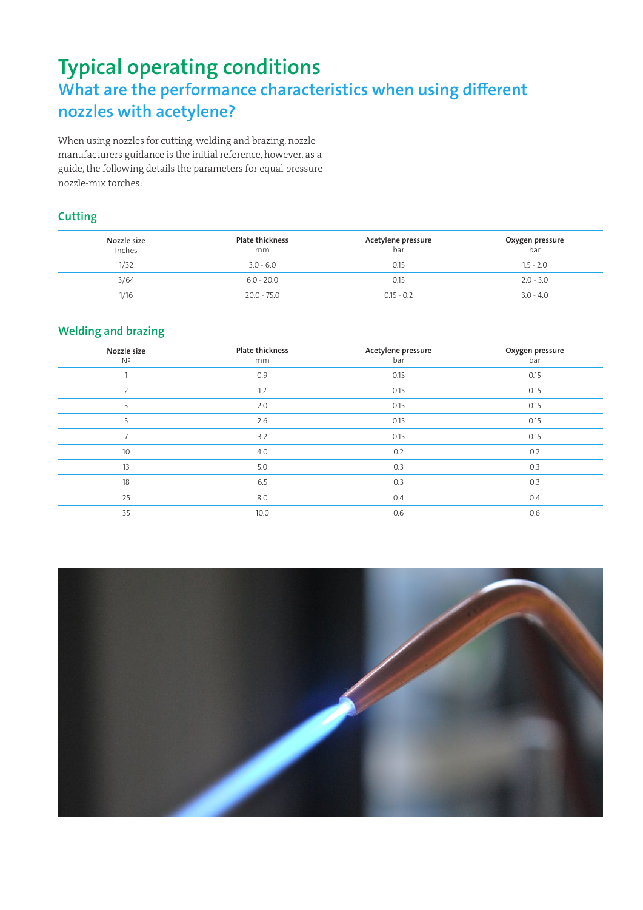# Typical operating conditions

## What are the performance characteristics when using different nozzles with acetylene?

When using nozzles for cutting, welding and brazing, nozzle manufacturers guidance is the initial reference, however, as a guide, the following details the parameters for equal pressure nozzle-mix torches:

### Cutting

| Nozzle size Inches | Plate thickness mm | Acetylene pressure bar | Oxygen pressure bar |
|---|---|---|---|
| 1/32 | 3.0 - 6.0 | 0.15 | 1.5 - 2.0 |
| 3/64 | 6.0 - 20.0 | 0.15 | 2.0 - 3.0 |
| 1/16 | 20.0 - 75.0 | 0.15 - 0.2 | 3.0 - 4.0 |

### Welding and brazing

| Nozzle size Nº | Plate thickness mm | Acetylene pressure bar | Oxygen pressure bar |
|---|---|---|---|
| 1 | 0.9 | 0.15 | 0.15 |
| 2 | 1.2 | 0.15 | 0.15 |
| 3 | 2.0 | 0.15 | 0.15 |
| 5 | 2.6 | 0.15 | 0.15 |
| 7 | 3.2 | 0.15 | 0.15 |
| 10 | 4.0 | 0.2 | 0.2 |
| 13 | 5.0 | 0.3 | 0.3 |
| 18 | 6.5 | 0.3 | 0.3 |
| 25 | 8.0 | 0.4 | 0.4 |
| 35 | 10.0 | 0.6 | 0.6 |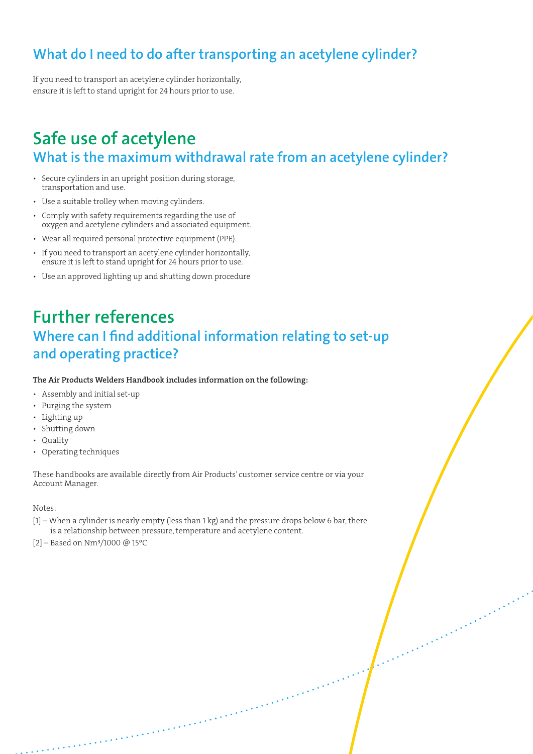### What do I need to do after transporting an acetylene cylinder?

If you need to transport an acetylene cylinder horizontally, ensure it is left to stand upright for 24 hours prior to use.

## Safe use of acetylene

### What is the maximum withdrawal rate from an acetylene cylinder?

- Secure cylinders in an upright position during storage, transportation and use.
- Use a suitable trolley when moving cylinders.
- Comply with safety requirements regarding the use of oxygen and acetylene cylinders and associated equipment.
- Wear all required personal protective equipment (PPE).
- If you need to transport an acetylene cylinder horizontally, ensure it is left to stand upright for 24 hours prior to use.
- Use an approved lighting up and shutting down procedure

## Further references

### Where can I find additional information relating to set-up and operating practice?

**The Air Products Welders Handbook includes information on the following:**

- Assembly and initial set-up
- Purging the system
- Lighting up
- Shutting down
- Quality
- Operating techniques

These handbooks are available directly from Air Products' customer service centre or via your Account Manager.

Notes:

[1] – When a cylinder is nearly empty (less than 1 kg) and the pressure drops below 6 bar, there is a relationship between pressure, temperature and acetylene content.

[2] – Based on $Nm^3$/1000 @ 15°C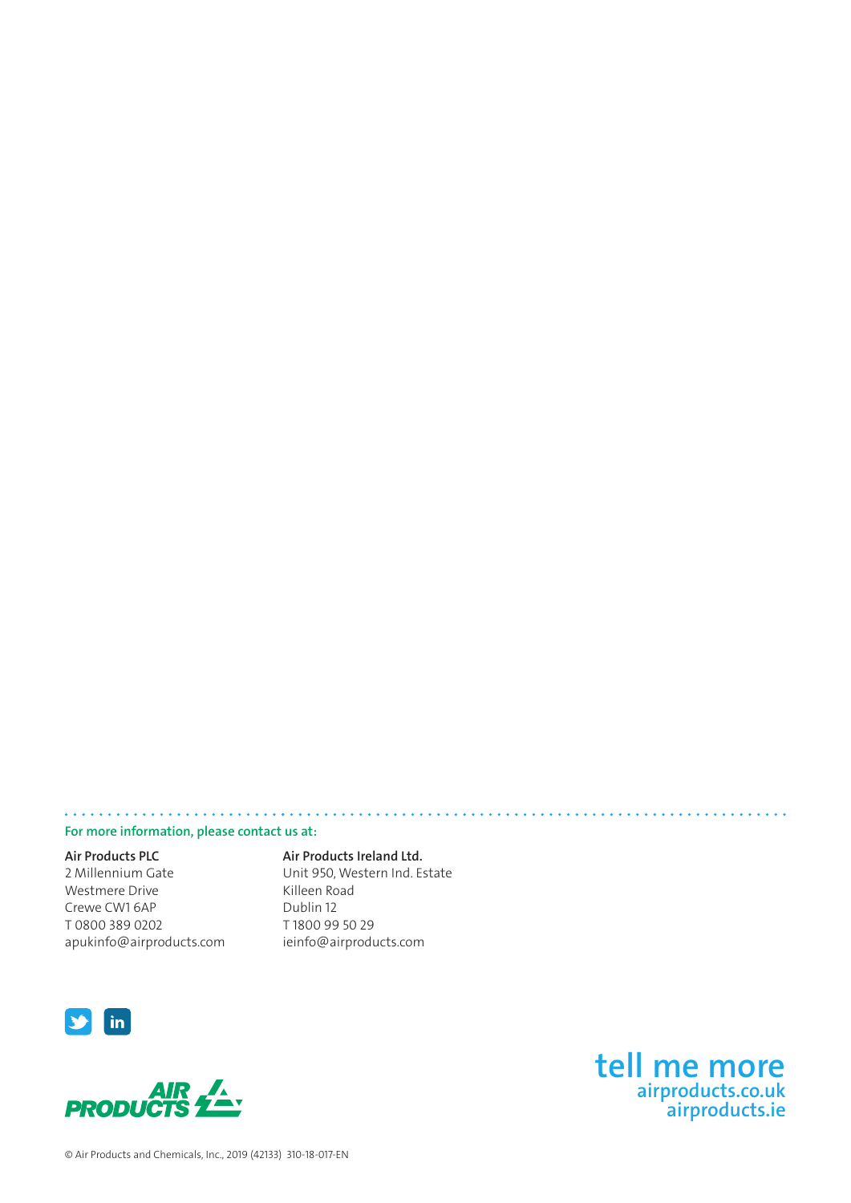For more information, please contact us at:

**Air Products PLC**
2 Millennium Gate
Westmere Drive
Crewe CW1 6AP
T 0800 389 0202
apukinfo@airproducts.com

**Air Products Ireland Ltd.**
Unit 950, Western Ind. Estate
Killeen Road
Dublin 12
T 1800 99 50 29
ieinfo@airproducts.com

**tell me more**
airproducts.co.uk
airproducts.ie

© Air Products and Chemicals, Inc., 2019 (42133) 310-18-017-EN